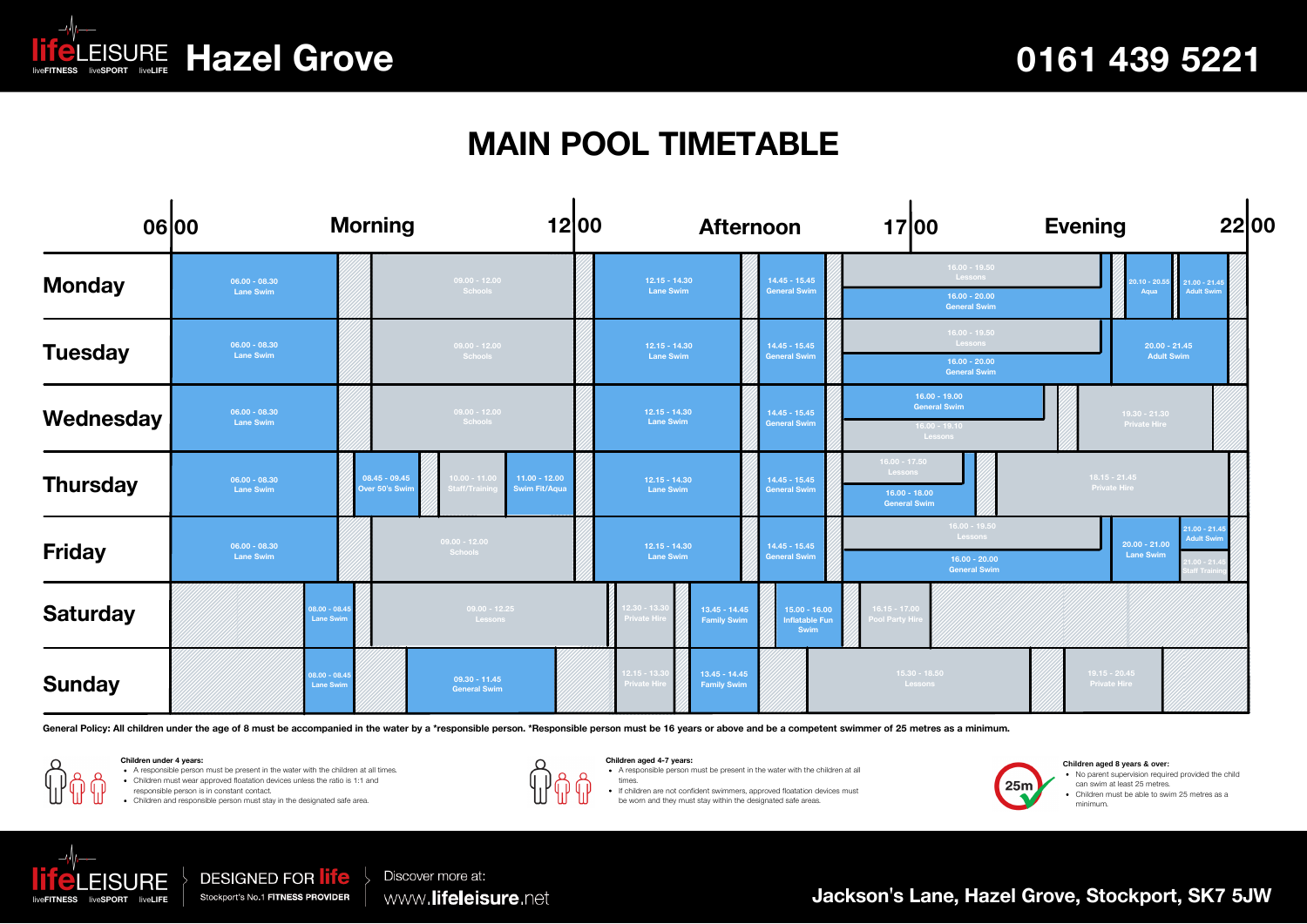# lifeLEISURE Hazel Grove

0161 439 5221

## MAIN POOL TIMETABLE

| Day | Sessions |
|---|---|
| Monday | 06.00 - 08.30 Lane Swim; 09.00 - 12.00 Schools; 12.15 - 14.30 Lane Swim; 14.45 - 15.45 General Swim; 16.00 - 19.50 Lessons; 16.00 - 20.00 General Swim; 20.10 - 20.55 Aqua; 21.00 - 21.45 Adult Swim |
| Tuesday | 06.00 - 08.30 Lane Swim; 09.00 - 12.00 Schools; 12.15 - 14.30 Lane Swim; 14.45 - 15.45 General Swim; 16.00 - 19.50 Lessons; 16.00 - 20.00 General Swim; 20.00 - 21.45 Adult Swim |
| Wednesday | 06.00 - 08.30 Lane Swim; 09.00 - 12.00 Schools; 12.15 - 14.30 Lane Swim; 14.45 - 15.45 General Swim; 16.00 - 19.00 General Swim; 16.00 - 19.10 Lessons; 19.30 - 21.30 Private Hire |
| Thursday | 06.00 - 08.30 Lane Swim; 08.45 - 09.45 Over 50's Swim; 10.00 - 11.00 Staff/Training; 11.00 - 12.00 Swim Fit/Aqua; 12.15 - 14.30 Lane Swim; 14.45 - 15.45 General Swim; 16.00 - 17.50 Lessons; 16.00 - 18.00 General Swim; 18.15 - 21.45 Private Hire |
| Friday | 06.00 - 08.30 Lane Swim; 09.00 - 12.00 Schools; 12.15 - 14.30 Lane Swim; 14.45 - 15.45 General Swim; 16.00 - 19.50 Lessons; 16.00 - 20.00 General Swim; 20.00 - 21.00 Lane Swim; 21.00 - 21.45 Adult Swim; 21.00 - 21.45 Staff Training |
| Saturday | 08.00 - 08.45 Lane Swim; 09.00 - 12.25 Lessons; 12.30 - 13.30 Private Hire; 13.45 - 14.45 Family Swim; 15.00 - 16.00 Inflatable Fun Swim; 16.15 - 17.00 Pool Party Hire |
| Sunday | 08.00 - 08.45 Lane Swim; 09.30 - 11.45 General Swim; 12.15 - 13.30 Private Hire; 13.45 - 14.45 Family Swim; 15.30 - 18.50 Lessons; 19.15 - 20.45 Private Hire |

**General Policy: All children under the age of 8 must be accompanied in the water by a *responsible person. *Responsible person must be 16 years or above and be a competent swimmer of 25 metres as a minimum.**

**Children under 4 years:**

- A responsible person must be present in the water with the children at all times.
- Children must wear approved floatation devices unless the ratio is 1:1 and responsible person is in constant contact.
- Children and responsible person must stay in the designated safe area.

**Children aged 4-7 years:**

- A responsible person must be present in the water with the children at all times.
- If children are not confident swimmers, approved floatation devices must be worn and they must stay within the designated safe areas.

**Children aged 8 years & over:**

- No parent supervision required provided the child can swim at least 25 metres.
- Children must be able to swim 25 metres as a minimum.

lifeLEISURE — DESIGNED FOR life — Stockport's No.1 FITNESS PROVIDER

Discover more at: www.lifeleisure.net

Jackson's Lane, Hazel Grove, Stockport, SK7 5JW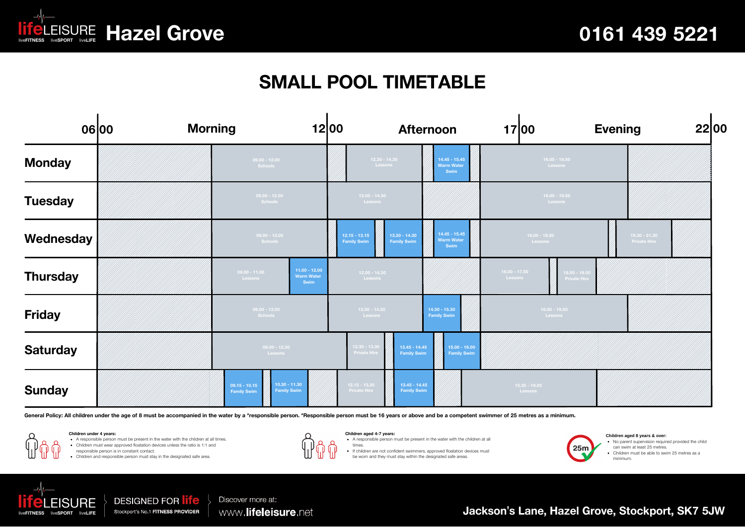# Hazel Grove

0161 439 5221

## SMALL POOL TIMETABLE

06:00 Morning 12:00 Afternoon 17:00 Evening 22:00

| Day | Sessions |
|---|---|
| Monday | 09.00 - 12.00 Schools; 12.30 - 14.30 Lessons; 14.45 - 15.45 Warm Water Swim; 16.00 - 19.50 Lessons |
| Tuesday | 09.00 - 12.00 Schools; 12.00 - 14.30 Lessons; 16.00 - 19.50 Lessons |
| Wednesday | 09.00 - 12.00 Schools; 12.15 - 13.15 Family Swim; 13.30 - 14.30 Family Swim; 14.45 - 15.45 Warm Water Swim; 16.00 - 19.20 Lessons; 19.30 - 21.30 Private Hire |
| Thursday | 09.00 - 11.00 Lessons; 11.00 - 12.00 Warm Water Swim; 12.00 - 14.30 Lessons; 16.00 - 17.50 Lessons; 18.00 - 19.00 Private Hire |
| Friday | 09.00 - 12.00 Schools; 12.00 - 14.30 Lessons; 14.30 - 15.30 Family Swim; 16.00 - 19.50 Lessons |
| Saturday | 09.00 - 12.30 Lessons; 12.30 - 13.30 Private Hire; 13.45 - 14.45 Family Swim; 15.00 - 16.00 Family Swim |
| Sunday | 09.15 - 10.15 Family Swim; 10.30 - 11.30 Family Swim; 12.15 - 13.30 Private Hire; 13.45 - 14.45 Family Swim; 15.30 - 19.00 Lessons |

**General Policy: All children under the age of 8 must be accompanied in the water by a *responsible person. *Responsible person must be 16 years or above and be a competent swimmer of 25 metres as a minimum.**

**Children under 4 years:**
- A responsible person must be present in the water with the children at all times.
- Children must wear approved floatation devices unless the ratio is 1:1 and responsible person is in constant contact.
- Children and responsible person must stay in the designated safe area.

**Children aged 4-7 years:**
- A responsible person must be present in the water with the children at all times.
- If children are not confident swimmers, approved floatation devices must be worn and they must stay within the designated safe areas.

**Children aged 8 years & over:**
- No parent supervision required provided the child can swim at least 25 metres.
- Children must be able to swim 25 metres as a minimum.

DESIGNED FOR life — Stockport's No.1 FITNESS PROVIDER

Discover more at: www.lifeleisure.net

Jackson's Lane, Hazel Grove, Stockport, SK7 5JW